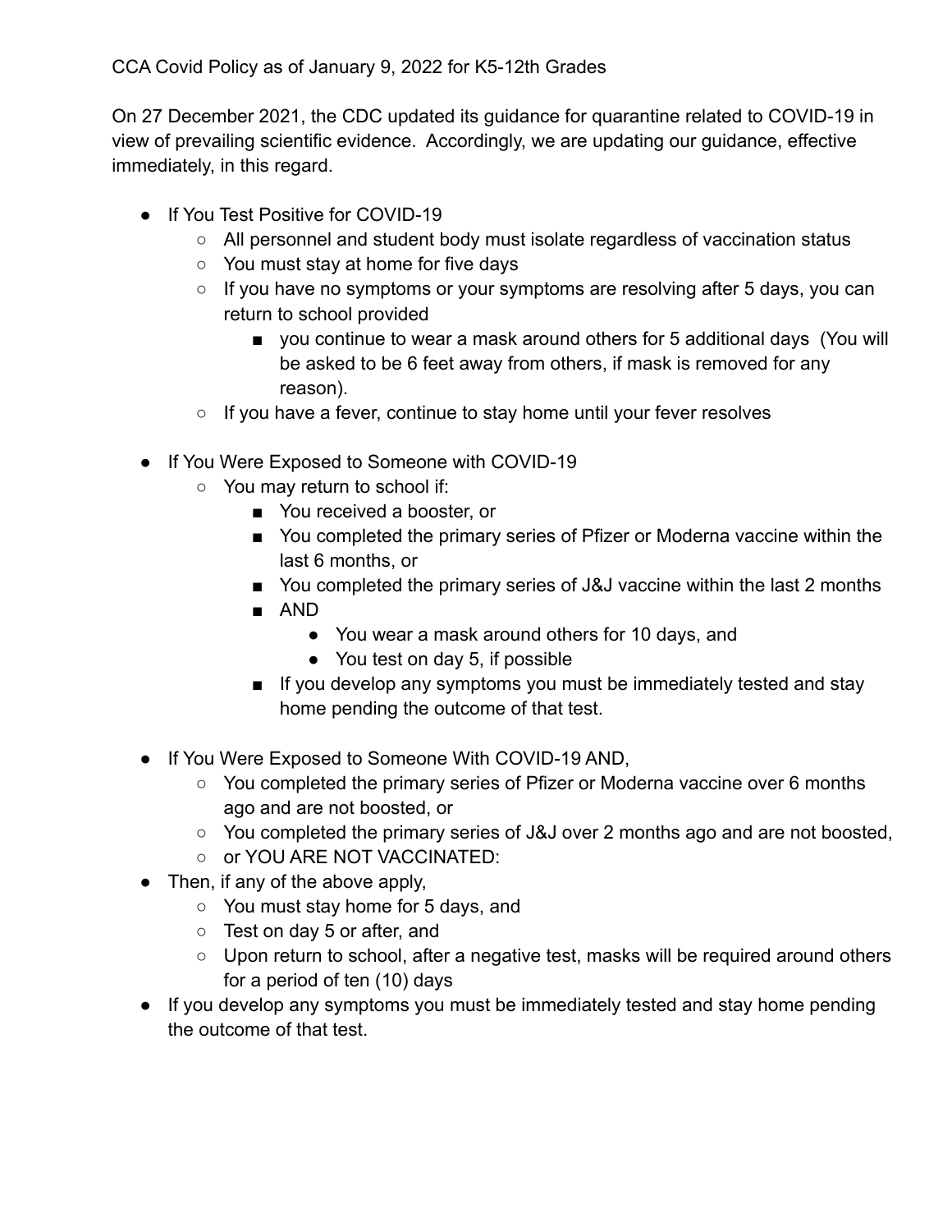CCA Covid Policy as of January 9, 2022 for K5-12th Grades

On 27 December 2021, the CDC updated its guidance for quarantine related to COVID-19 in view of prevailing scientific evidence. Accordingly, we are updating our guidance, effective immediately, in this regard.

- If You Test Positive for COVID-19
  - All personnel and student body must isolate regardless of vaccination status
  - You must stay at home for five days
  - If you have no symptoms or your symptoms are resolving after 5 days, you can return to school provided
    - you continue to wear a mask around others for 5 additional days (You will be asked to be 6 feet away from others, if mask is removed for any reason).
  - If you have a fever, continue to stay home until your fever resolves

- If You Were Exposed to Someone with COVID-19
  - You may return to school if:
    - You received a booster, or
    - You completed the primary series of Pfizer or Moderna vaccine within the last 6 months, or
    - You completed the primary series of J&J vaccine within the last 2 months
    - AND
      - You wear a mask around others for 10 days, and
      - You test on day 5, if possible
    - If you develop any symptoms you must be immediately tested and stay home pending the outcome of that test.

- If You Were Exposed to Someone With COVID-19 AND,
  - You completed the primary series of Pfizer or Moderna vaccine over 6 months ago and are not boosted, or
  - You completed the primary series of J&J over 2 months ago and are not boosted,
  - or YOU ARE NOT VACCINATED:
- Then, if any of the above apply,
  - You must stay home for 5 days, and
  - Test on day 5 or after, and
  - Upon return to school, after a negative test, masks will be required around others for a period of ten (10) days
- If you develop any symptoms you must be immediately tested and stay home pending the outcome of that test.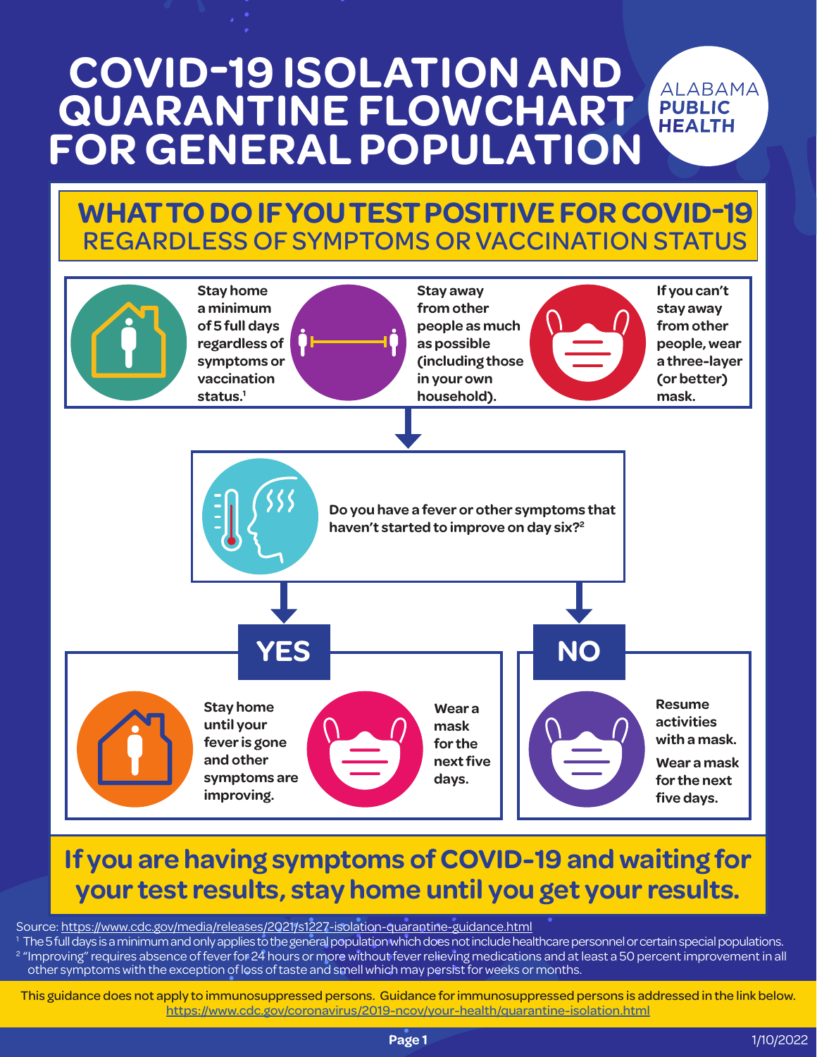# COVID-19 ISOLATION AND QUARANTINE FLOWCHART FOR GENERAL POPULATION

ALABAMA **PUBLIC HEALTH**

## WHAT TO DO IF YOU TEST POSITIVE FOR COVID-19

REGARDLESS OF SYMPTOMS OR VACCINATION STATUS

**Stay home a minimum of 5 full days regardless of symptoms or vaccination status.**[1]

**Stay away from other people as much as possible (including those in your own household).**

**If you can't stay away from other people, wear a three-layer (or better) mask.**

**Do you have a fever or other symptoms that haven't started to improve on day six?**[2]

### YES

**Stay home until your fever is gone and other symptoms are improving.**

**Wear a mask for the next five days.**

### NO

**Resume activities with a mask.**

**Wear a mask for the next five days.**

## If you are having symptoms of COVID-19 and waiting for your test results, stay home until you get your results.

Source: https://www.cdc.gov/media/releases/2021/s1227-isolation-quarantine-guidance.html

[1] The 5 full days is a minimum and only applies to the general population which does not include healthcare personnel or certain special populations.

[2] "Improving" requires absence of fever for 24 hours or more without fever relieving medications and at least a 50 percent improvement in all other symptoms with the exception of loss of taste and smell which may persist for weeks or months.

This guidance does not apply to immunosuppressed persons. Guidance for immunosuppressed persons is addressed in the link below.
https://www.cdc.gov/coronavirus/2019-ncov/your-health/quarantine-isolation.html

1/10/2022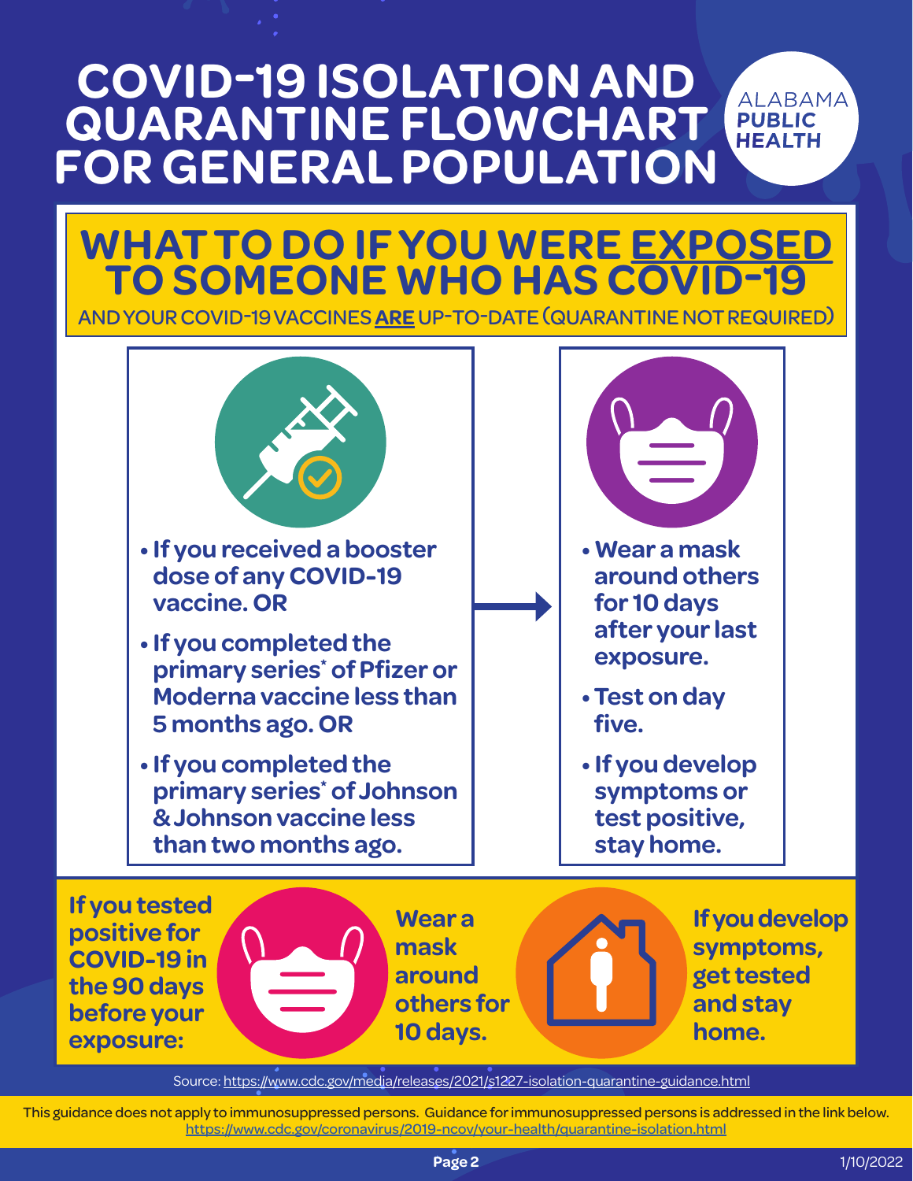# COVID-19 ISOLATION AND QUARANTINE FLOWCHART FOR GENERAL POPULATION

ALABAMA **PUBLIC HEALTH**

## WHAT TO DO IF YOU WERE EXPOSED TO SOMEONE WHO HAS COVID-19

AND YOUR COVID-19 VACCINES **ARE** UP-TO-DATE (QUARANTINE NOT REQUIRED)

- **If you received a booster dose of any COVID-19 vaccine. OR**
- **If you completed the primary series* of Pfizer or Moderna vaccine less than 5 months ago. OR**
- **If you completed the primary series* of Johnson & Johnson vaccine less than two months ago.**

→

- **Wear a mask around others for 10 days after your last exposure.**
- **Test on day five.**
- **If you develop symptoms or test positive, stay home.**

**If you tested positive for COVID-19 in the 90 days before your exposure:**

**Wear a mask around others for 10 days.**

**If you develop symptoms, get tested and stay home.**

Source: https://www.cdc.gov/media/releases/2021/s1227-isolation-quarantine-guidance.html

This guidance does not apply to immunosuppressed persons. Guidance for immunosuppressed persons is addressed in the link below.
https://www.cdc.gov/coronavirus/2019-ncov/your-health/quarantine-isolation.html

1/10/2022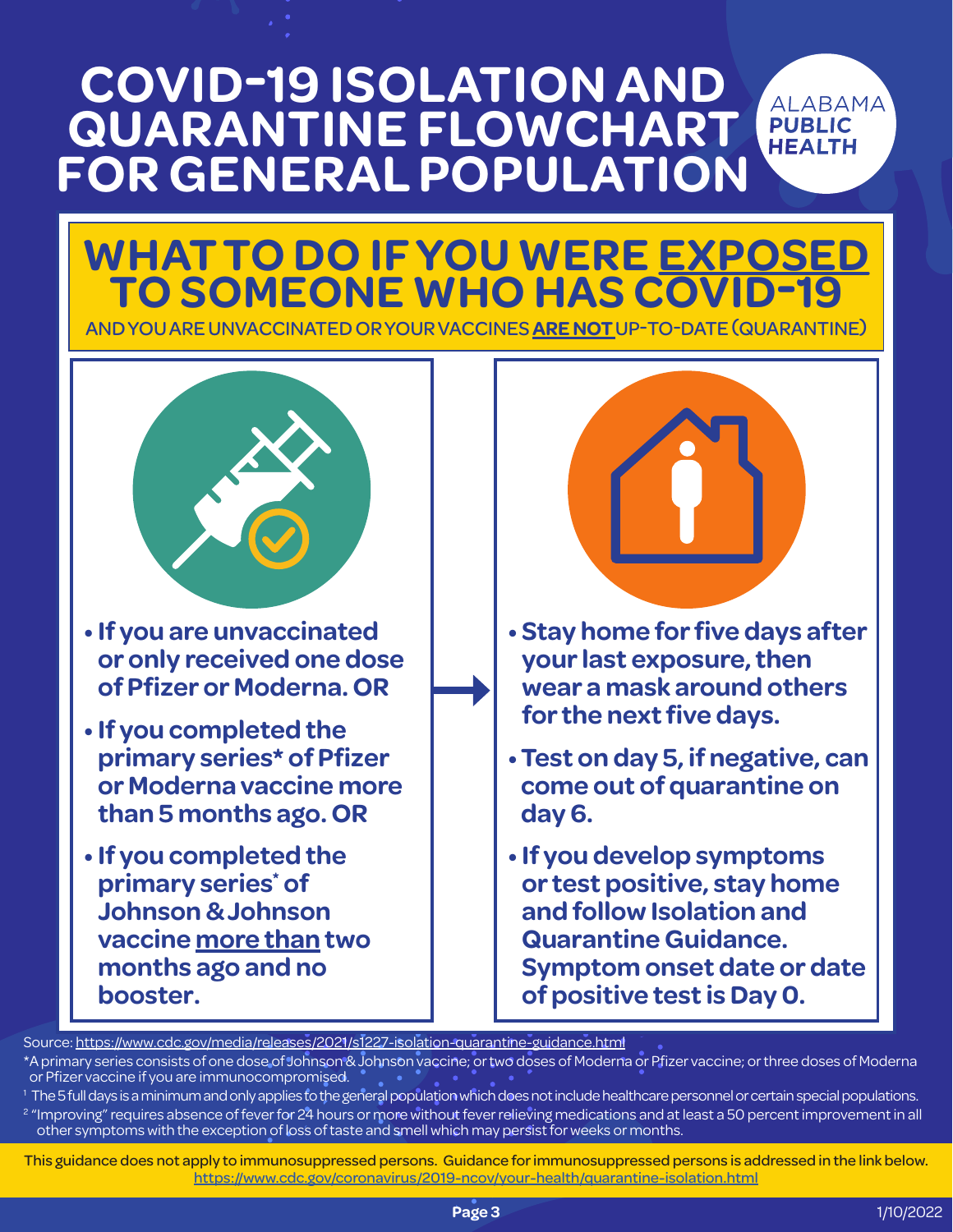# COVID-19 ISOLATION AND QUARANTINE FLOWCHART FOR GENERAL POPULATION

ALABAMA **PUBLIC HEALTH**

## WHAT TO DO IF YOU WERE EXPOSED TO SOMEONE WHO HAS COVID-19

AND YOU ARE UNVACCINATED OR YOUR VACCINES **ARE NOT** UP-TO-DATE (QUARANTINE)

- **If you are unvaccinated or only received one dose of Pfizer or Moderna. OR**
- **If you completed the primary series* of Pfizer or Moderna vaccine more than 5 months ago. OR**
- **If you completed the primary series* of Johnson & Johnson vaccine more than two months ago and no booster.**

→

- **Stay home for five days after your last exposure, then wear a mask around others for the next five days.**
- **Test on day 5, if negative, can come out of quarantine on day 6.**
- **If you develop symptoms or test positive, stay home and follow Isolation and Quarantine Guidance. Symptom onset date or date of positive test is Day 0.**

Source: https://www.cdc.gov/media/releases/2021/s1227-isolation-quarantine-guidance.html

*A primary series consists of one dose of Johnson & Johnson vaccine; or two doses of Moderna or Pfizer vaccine; or three doses of Moderna or Pfizer vaccine if you are immunocompromised.

[1] The 5 full days is a minimum and only applies to the general population which does not include healthcare personnel or certain special populations.

[2] "Improving" requires absence of fever for 24 hours or more without fever relieving medications and at least a 50 percent improvement in all other symptoms with the exception of loss of taste and smell which may persist for weeks or months.

This guidance does not apply to immunosuppressed persons. Guidance for immunosuppressed persons is addressed in the link below.
https://www.cdc.gov/coronavirus/2019-ncov/your-health/quarantine-isolation.html

1/10/2022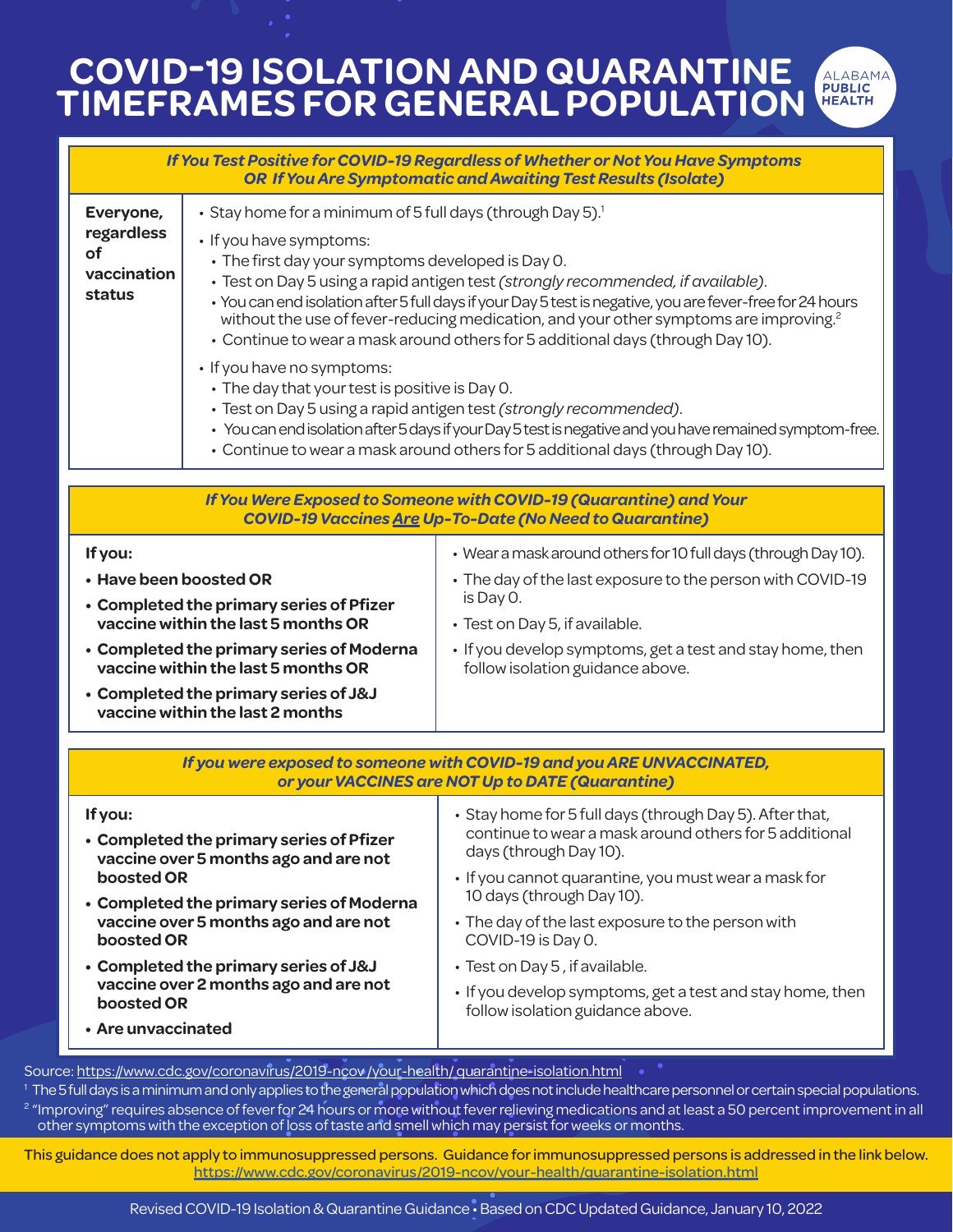# COVID-19 ISOLATION AND QUARANTINE TIMEFRAMES FOR GENERAL POPULATION

ALABAMA PUBLIC HEALTH

| *If You Test Positive for COVID-19 Regardless of Whether or Not You Have Symptoms OR If You Are Symptomatic and Awaiting Test Results (Isolate)* | |
|---|---|
| **Everyone, regardless of vaccination status** | • Stay home for a minimum of 5 full days (through Day 5).[1]<br>• If you have symptoms:<br>  • The first day your symptoms developed is Day 0.<br>  • Test on Day 5 using a rapid antigen test *(strongly recommended, if available)*.<br>  • You can end isolation after 5 full days if your Day 5 test is negative, you are fever-free for 24 hours without the use of fever-reducing medication, and your other symptoms are improving.[2]<br>  • Continue to wear a mask around others for 5 additional days (through Day 10).<br>• If you have no symptoms:<br>  • The day that your test is positive is Day 0.<br>  • Test on Day 5 using a rapid antigen test *(strongly recommended)*.<br>  • You can end isolation after 5 days if your Day 5 test is negative and you have remained symptom-free.<br>  • Continue to wear a mask around others for 5 additional days (through Day 10). |

| *If You Were Exposed to Someone with COVID-19 (Quarantine) and Your COVID-19 Vaccines Are Up-To-Date (No Need to Quarantine)* | |
|---|---|
| **If you:**<br>• **Have been boosted OR**<br>• **Completed the primary series of Pfizer vaccine within the last 5 months OR**<br>• **Completed the primary series of Moderna vaccine within the last 5 months OR**<br>• **Completed the primary series of J&J vaccine within the last 2 months** | • Wear a mask around others for 10 full days (through Day 10).<br>• The day of the last exposure to the person with COVID-19 is Day 0.<br>• Test on Day 5, if available.<br>• If you develop symptoms, get a test and stay home, then follow isolation guidance above. |

| *If you were exposed to someone with COVID-19 and you ARE UNVACCINATED, or your VACCINES are NOT Up to DATE (Quarantine)* | |
|---|---|
| **If you:**<br>• **Completed the primary series of Pfizer vaccine over 5 months ago and are not boosted OR**<br>• **Completed the primary series of Moderna vaccine over 5 months ago and are not boosted OR**<br>• **Completed the primary series of J&J vaccine over 2 months ago and are not boosted OR**<br>• **Are unvaccinated** | • Stay home for 5 full days (through Day 5). After that, continue to wear a mask around others for 5 additional days (through Day 10).<br>• If you cannot quarantine, you must wear a mask for 10 days (through Day 10).<br>• The day of the last exposure to the person with COVID-19 is Day 0.<br>• Test on Day 5 , if available.<br>• If you develop symptoms, get a test and stay home, then follow isolation guidance above. |

Source: https://www.cdc.gov/coronavirus/2019-ncov/your-health/quarantine-isolation.html

[1] The 5 full days is a minimum and only applies to the general population which does not include healthcare personnel or certain special populations.

[2] "Improving" requires absence of fever for 24 hours or more without fever relieving medications and at least a 50 percent improvement in all other symptoms with the exception of loss of taste and smell which may persist for weeks or months.

This guidance does not apply to immunosuppressed persons. Guidance for immunosuppressed persons is addressed in the link below.
https://www.cdc.gov/coronavirus/2019-ncov/your-health/quarantine-isolation.html

Revised COVID-19 Isolation & Quarantine Guidance • Based on CDC Updated Guidance, January 10, 2022